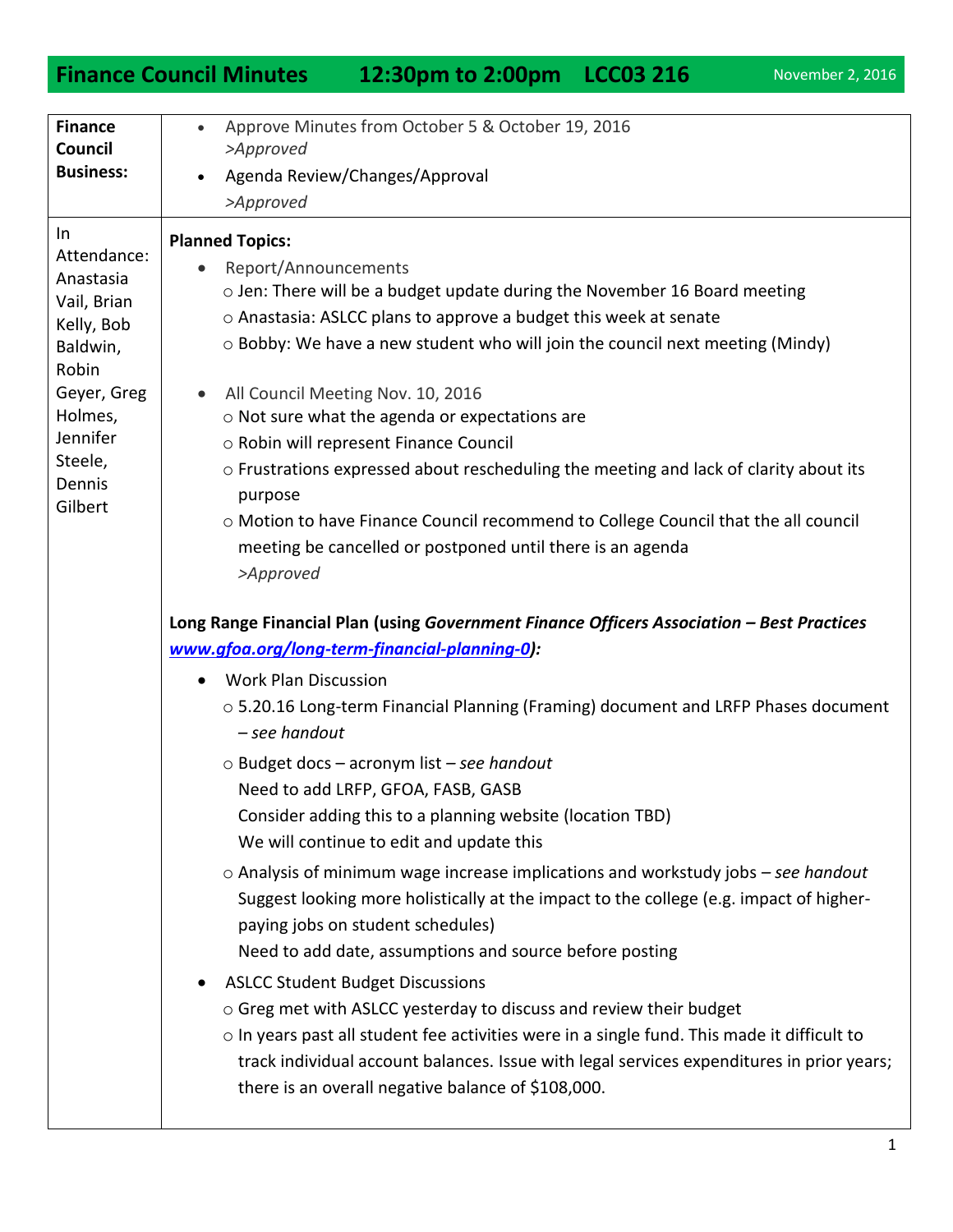# Finance Council Minutes 12:30pm to 2:00pm LCC03 216

November 2, 2016

| | |
|---|---|
| **Finance Council Business:** | • Approve Minutes from October 5 & October 19, 2016<br>*>Approved*<br>• Agenda Review/Changes/Approval<br>*>Approved* |
| In Attendance: Anastasia Vail, Brian Kelly, Bob Baldwin, Robin Geyer, Greg Holmes, Jennifer Steele, Dennis Gilbert | **Planned Topics:**<br>• Report/Announcements<br>○ Jen: There will be a budget update during the November 16 Board meeting<br>○ Anastasia: ASLCC plans to approve a budget this week at senate<br>○ Bobby: We have a new student who will join the council next meeting (Mindy)<br><br>• All Council Meeting Nov. 10, 2016<br>○ Not sure what the agenda or expectations are<br>○ Robin will represent Finance Council<br>○ Frustrations expressed about rescheduling the meeting and lack of clarity about its purpose<br>○ Motion to have Finance Council recommend to College Council that the all council meeting be cancelled or postponed until there is an agenda<br>*>Approved*<br><br>**Long Range Financial Plan (using *Government Finance Officers Association – Best Practices* *www.gfoa.org/long-term-financial-planning-0*):**<br>• Work Plan Discussion<br>○ 5.20.16 Long-term Financial Planning (Framing) document and LRFP Phases document – *see handout*<br>○ Budget docs – acronym list – *see handout*<br>Need to add LRFP, GFOA, FASB, GASB<br>Consider adding this to a planning website (location TBD)<br>We will continue to edit and update this<br>○ Analysis of minimum wage increase implications and workstudy jobs – *see handout*<br>Suggest looking more holistically at the impact to the college (e.g. impact of higher-paying jobs on student schedules)<br>Need to add date, assumptions and source before posting<br>• ASLCC Student Budget Discussions<br>○ Greg met with ASLCC yesterday to discuss and review their budget<br>○ In years past all student fee activities were in a single fund. This made it difficult to track individual account balances. Issue with legal services expenditures in prior years; there is an overall negative balance of $108,000. |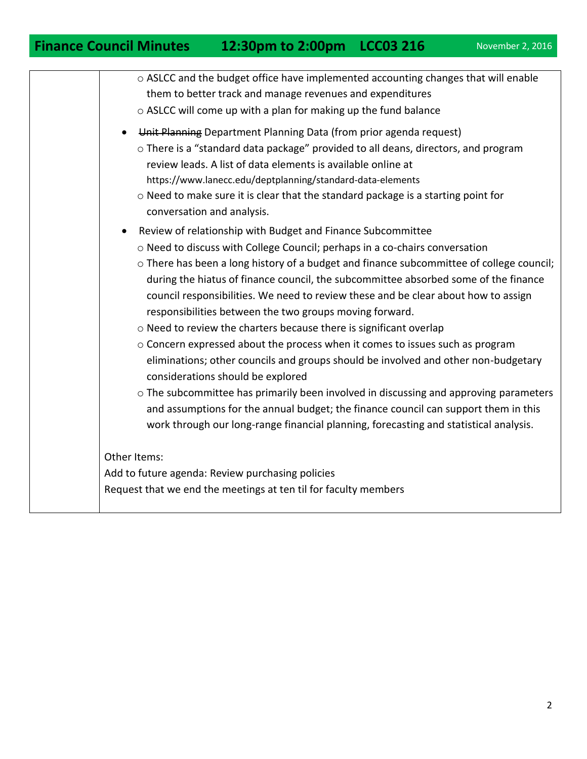- ASLCC and the budget office have implemented accounting changes that will enable them to better track and manage revenues and expenditures
- ASLCC will come up with a plan for making up the fund balance

- ~~Unit Planning~~ Department Planning Data (from prior agenda request)
  - There is a "standard data package" provided to all deans, directors, and program review leads. A list of data elements is available online at https://www.lanecc.edu/deptplanning/standard-data-elements
  - Need to make sure it is clear that the standard package is a starting point for conversation and analysis.

- Review of relationship with Budget and Finance Subcommittee
  - Need to discuss with College Council; perhaps in a co-chairs conversation
  - There has been a long history of a budget and finance subcommittee of college council; during the hiatus of finance council, the subcommittee absorbed some of the finance council responsibilities. We need to review these and be clear about how to assign responsibilities between the two groups moving forward.
  - Need to review the charters because there is significant overlap
  - Concern expressed about the process when it comes to issues such as program eliminations; other councils and groups should be involved and other non-budgetary considerations should be explored
  - The subcommittee has primarily been involved in discussing and approving parameters and assumptions for the annual budget; the finance council can support them in this work through our long-range financial planning, forecasting and statistical analysis.

Other Items:
Add to future agenda: Review purchasing policies
Request that we end the meetings at ten til for faculty members